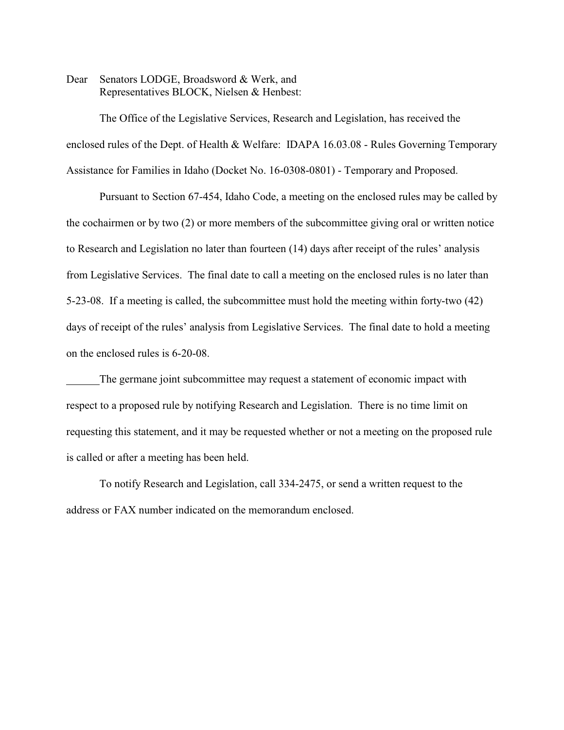Dear Senators LODGE, Broadsword & Werk, and
Representatives BLOCK, Nielsen & Henbest:

The Office of the Legislative Services, Research and Legislation, has received the enclosed rules of the Dept. of Health & Welfare: IDAPA 16.03.08 - Rules Governing Temporary Assistance for Families in Idaho (Docket No. 16-0308-0801) - Temporary and Proposed.

Pursuant to Section 67-454, Idaho Code, a meeting on the enclosed rules may be called by the cochairmen or by two (2) or more members of the subcommittee giving oral or written notice to Research and Legislation no later than fourteen (14) days after receipt of the rules' analysis from Legislative Services. The final date to call a meeting on the enclosed rules is no later than 5-23-08. If a meeting is called, the subcommittee must hold the meeting within forty-two (42) days of receipt of the rules' analysis from Legislative Services. The final date to hold a meeting on the enclosed rules is 6-20-08.

______The germane joint subcommittee may request a statement of economic impact with respect to a proposed rule by notifying Research and Legislation. There is no time limit on requesting this statement, and it may be requested whether or not a meeting on the proposed rule is called or after a meeting has been held.

To notify Research and Legislation, call 334-2475, or send a written request to the address or FAX number indicated on the memorandum enclosed.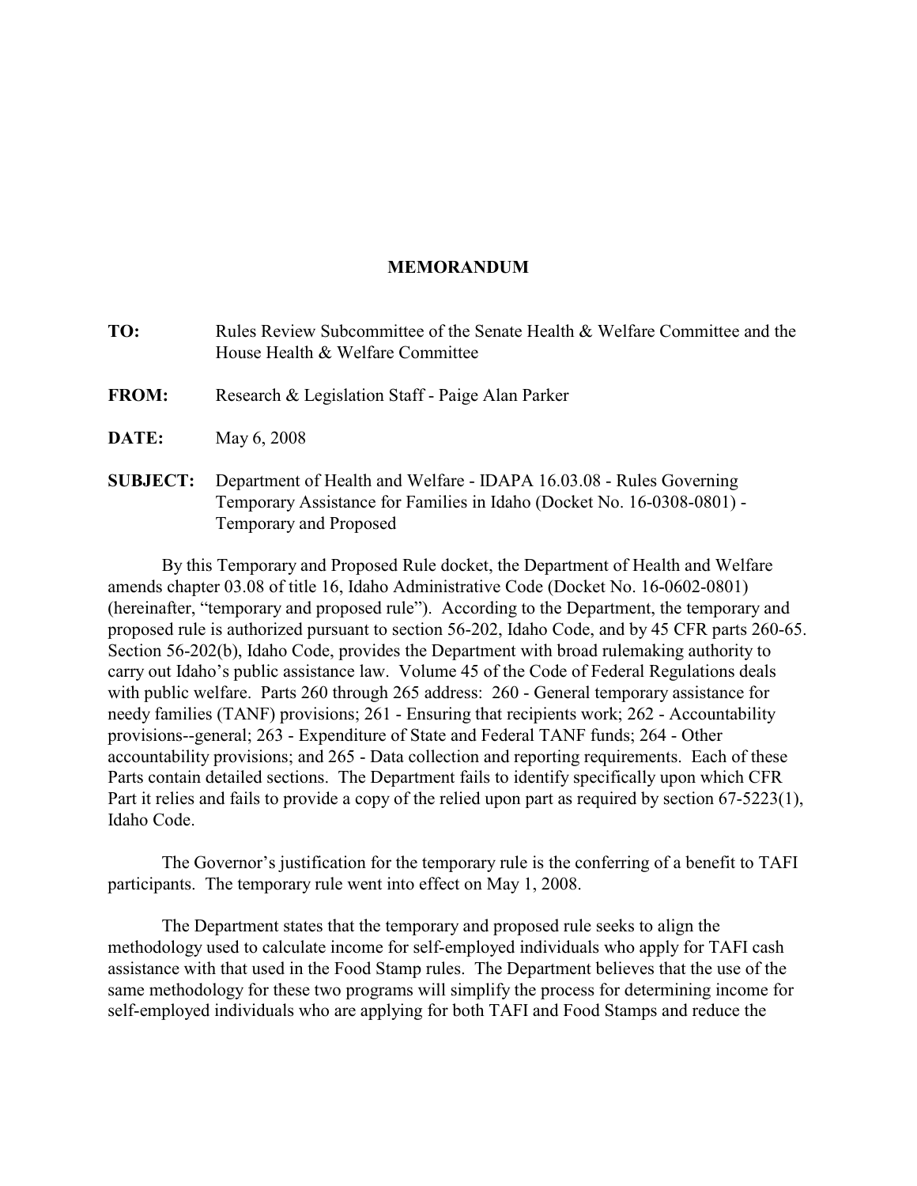**MEMORANDUM**

**TO:** Rules Review Subcommittee of the Senate Health & Welfare Committee and the House Health & Welfare Committee

**FROM:** Research & Legislation Staff - Paige Alan Parker

**DATE:** May 6, 2008

**SUBJECT:** Department of Health and Welfare - IDAPA 16.03.08 - Rules Governing Temporary Assistance for Families in Idaho (Docket No. 16-0308-0801) - Temporary and Proposed

By this Temporary and Proposed Rule docket, the Department of Health and Welfare amends chapter 03.08 of title 16, Idaho Administrative Code (Docket No. 16-0602-0801) (hereinafter, "temporary and proposed rule"). According to the Department, the temporary and proposed rule is authorized pursuant to section 56-202, Idaho Code, and by 45 CFR parts 260-65. Section 56-202(b), Idaho Code, provides the Department with broad rulemaking authority to carry out Idaho's public assistance law. Volume 45 of the Code of Federal Regulations deals with public welfare. Parts 260 through 265 address: 260 - General temporary assistance for needy families (TANF) provisions; 261 - Ensuring that recipients work; 262 - Accountability provisions--general; 263 - Expenditure of State and Federal TANF funds; 264 - Other accountability provisions; and 265 - Data collection and reporting requirements. Each of these Parts contain detailed sections. The Department fails to identify specifically upon which CFR Part it relies and fails to provide a copy of the relied upon part as required by section 67-5223(1), Idaho Code.

The Governor's justification for the temporary rule is the conferring of a benefit to TAFI participants. The temporary rule went into effect on May 1, 2008.

The Department states that the temporary and proposed rule seeks to align the methodology used to calculate income for self-employed individuals who apply for TAFI cash assistance with that used in the Food Stamp rules. The Department believes that the use of the same methodology for these two programs will simplify the process for determining income for self-employed individuals who are applying for both TAFI and Food Stamps and reduce the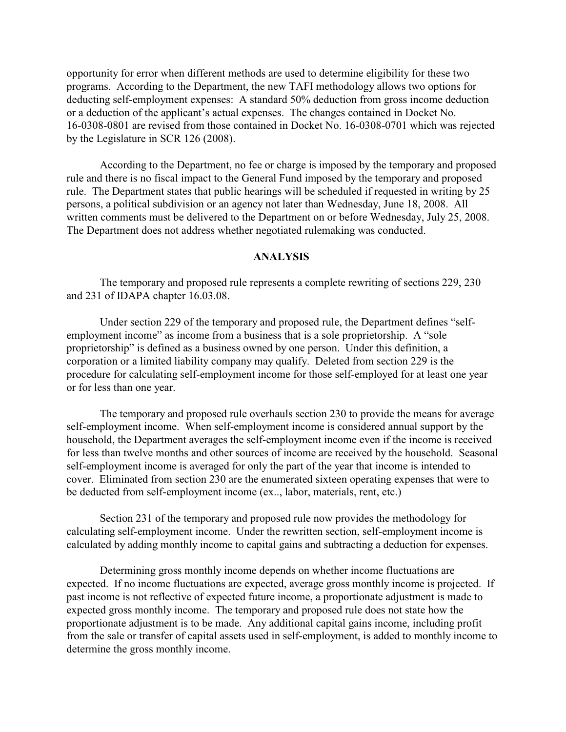opportunity for error when different methods are used to determine eligibility for these two programs. According to the Department, the new TAFI methodology allows two options for deducting self-employment expenses: A standard 50% deduction from gross income deduction or a deduction of the applicant's actual expenses. The changes contained in Docket No. 16-0308-0801 are revised from those contained in Docket No. 16-0308-0701 which was rejected by the Legislature in SCR 126 (2008).

According to the Department, no fee or charge is imposed by the temporary and proposed rule and there is no fiscal impact to the General Fund imposed by the temporary and proposed rule. The Department states that public hearings will be scheduled if requested in writing by 25 persons, a political subdivision or an agency not later than Wednesday, June 18, 2008. All written comments must be delivered to the Department on or before Wednesday, July 25, 2008. The Department does not address whether negotiated rulemaking was conducted.

## ANALYSIS

The temporary and proposed rule represents a complete rewriting of sections 229, 230 and 231 of IDAPA chapter 16.03.08.

Under section 229 of the temporary and proposed rule, the Department defines "self-employment income" as income from a business that is a sole proprietorship. A "sole proprietorship" is defined as a business owned by one person. Under this definition, a corporation or a limited liability company may qualify. Deleted from section 229 is the procedure for calculating self-employment income for those self-employed for at least one year or for less than one year.

The temporary and proposed rule overhauls section 230 to provide the means for average self-employment income. When self-employment income is considered annual support by the household, the Department averages the self-employment income even if the income is received for less than twelve months and other sources of income are received by the household. Seasonal self-employment income is averaged for only the part of the year that income is intended to cover. Eliminated from section 230 are the enumerated sixteen operating expenses that were to be deducted from self-employment income (ex.., labor, materials, rent, etc.)

Section 231 of the temporary and proposed rule now provides the methodology for calculating self-employment income. Under the rewritten section, self-employment income is calculated by adding monthly income to capital gains and subtracting a deduction for expenses.

Determining gross monthly income depends on whether income fluctuations are expected. If no income fluctuations are expected, average gross monthly income is projected. If past income is not reflective of expected future income, a proportionate adjustment is made to expected gross monthly income. The temporary and proposed rule does not state how the proportionate adjustment is to be made. Any additional capital gains income, including profit from the sale or transfer of capital assets used in self-employment, is added to monthly income to determine the gross monthly income.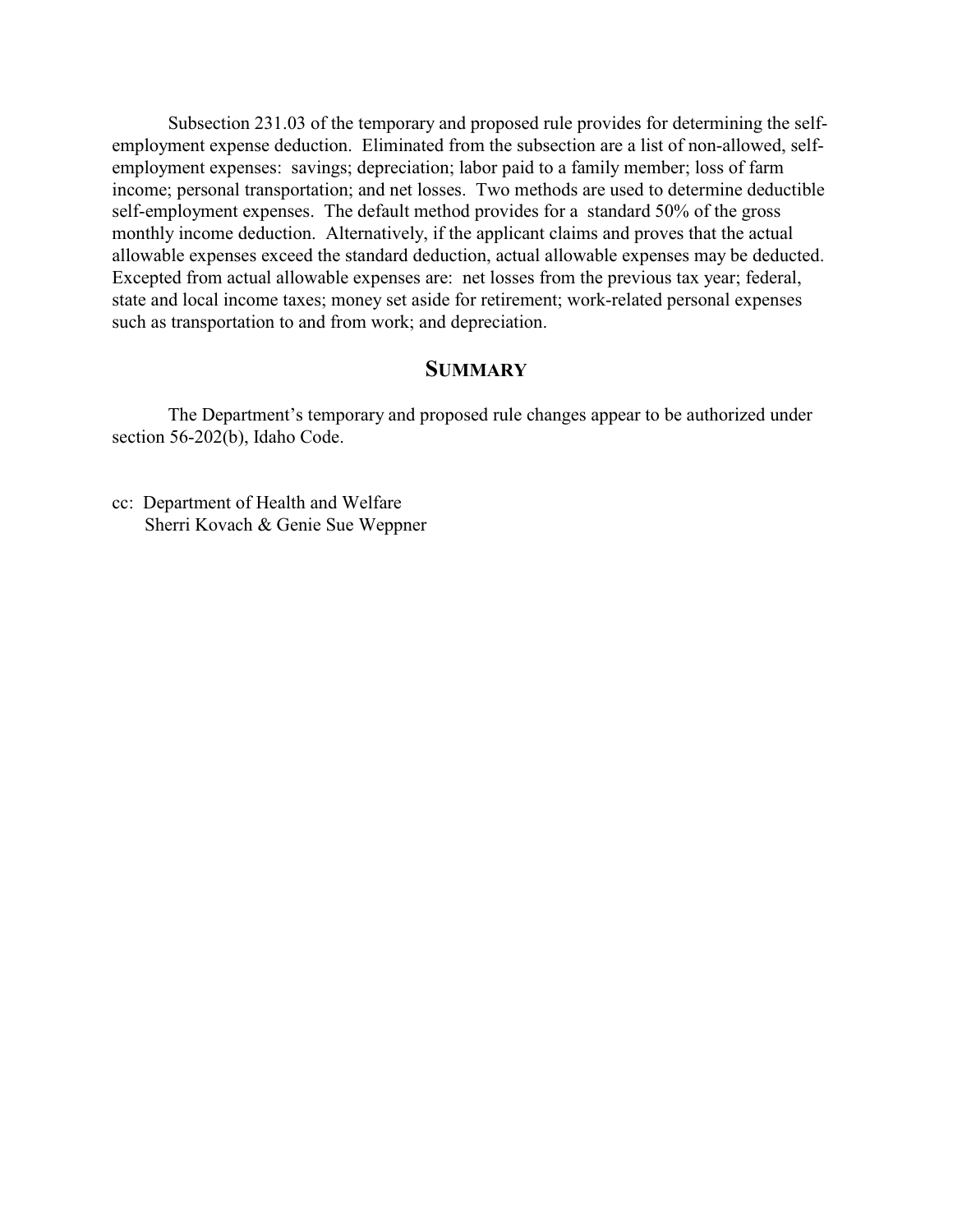Subsection 231.03 of the temporary and proposed rule provides for determining the self-employment expense deduction. Eliminated from the subsection are a list of non-allowed, self-employment expenses: savings; depreciation; labor paid to a family member; loss of farm income; personal transportation; and net losses. Two methods are used to determine deductible self-employment expenses. The default method provides for a standard 50% of the gross monthly income deduction. Alternatively, if the applicant claims and proves that the actual allowable expenses exceed the standard deduction, actual allowable expenses may be deducted. Excepted from actual allowable expenses are: net losses from the previous tax year; federal, state and local income taxes; money set aside for retirement; work-related personal expenses such as transportation to and from work; and depreciation.

## SUMMARY

The Department's temporary and proposed rule changes appear to be authorized under section 56-202(b), Idaho Code.

cc: Department of Health and Welfare
Sherri Kovach & Genie Sue Weppner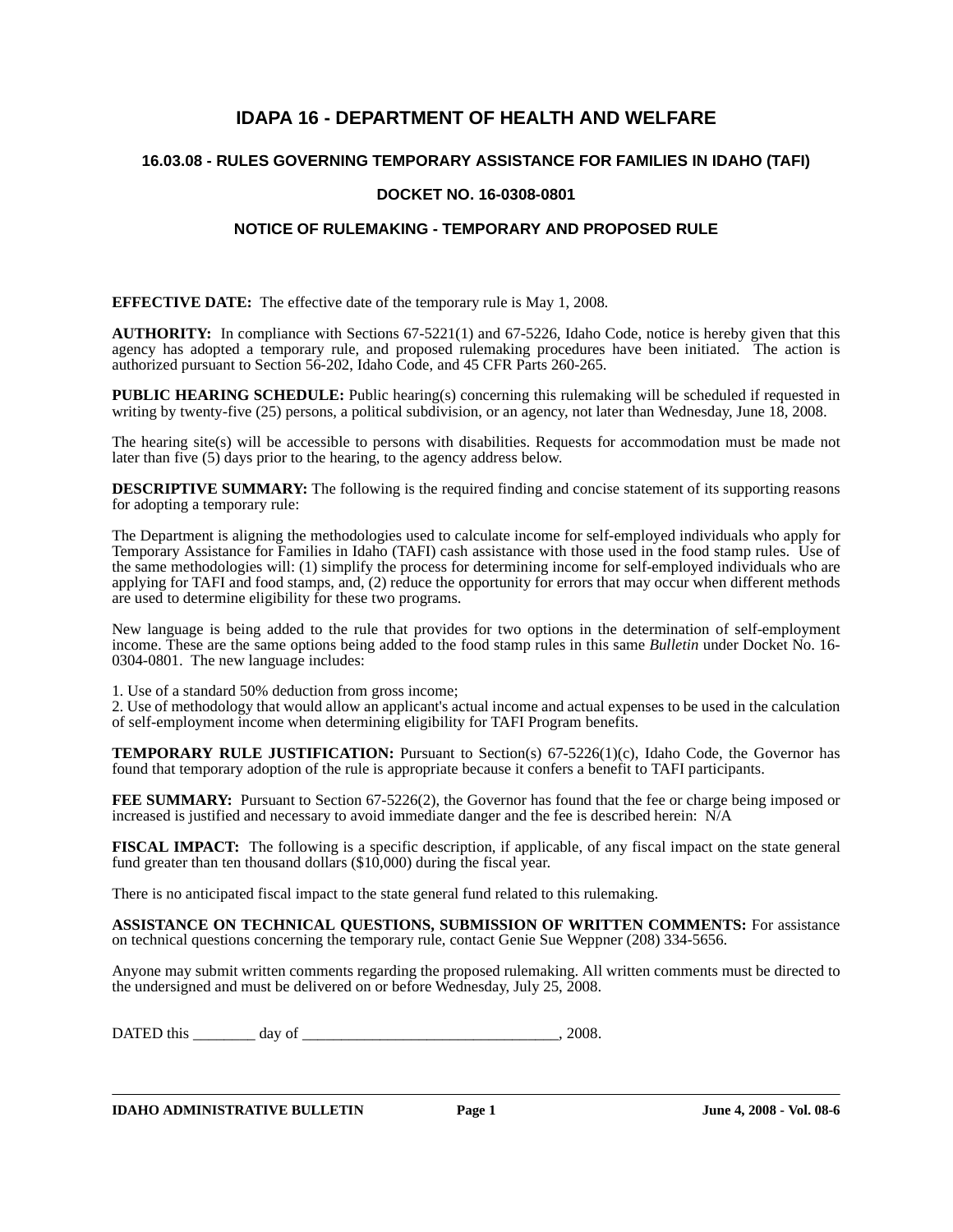# IDAPA 16 - DEPARTMENT OF HEALTH AND WELFARE

## 16.03.08 - RULES GOVERNING TEMPORARY ASSISTANCE FOR FAMILIES IN IDAHO (TAFI)

## DOCKET NO. 16-0308-0801

## NOTICE OF RULEMAKING - TEMPORARY AND PROPOSED RULE

**EFFECTIVE DATE:** The effective date of the temporary rule is May 1, 2008.

**AUTHORITY:** In compliance with Sections 67-5221(1) and 67-5226, Idaho Code, notice is hereby given that this agency has adopted a temporary rule, and proposed rulemaking procedures have been initiated. The action is authorized pursuant to Section 56-202, Idaho Code, and 45 CFR Parts 260-265.

**PUBLIC HEARING SCHEDULE:** Public hearing(s) concerning this rulemaking will be scheduled if requested in writing by twenty-five (25) persons, a political subdivision, or an agency, not later than Wednesday, June 18, 2008.

The hearing site(s) will be accessible to persons with disabilities. Requests for accommodation must be made not later than five (5) days prior to the hearing, to the agency address below.

**DESCRIPTIVE SUMMARY:** The following is the required finding and concise statement of its supporting reasons for adopting a temporary rule:

The Department is aligning the methodologies used to calculate income for self-employed individuals who apply for Temporary Assistance for Families in Idaho (TAFI) cash assistance with those used in the food stamp rules. Use of the same methodologies will: (1) simplify the process for determining income for self-employed individuals who are applying for TAFI and food stamps, and, (2) reduce the opportunity for errors that may occur when different methods are used to determine eligibility for these two programs.

New language is being added to the rule that provides for two options in the determination of self-employment income. These are the same options being added to the food stamp rules in this same *Bulletin* under Docket No. 16-0304-0801. The new language includes:

1. Use of a standard 50% deduction from gross income;
2. Use of methodology that would allow an applicant's actual income and actual expenses to be used in the calculation of self-employment income when determining eligibility for TAFI Program benefits.

**TEMPORARY RULE JUSTIFICATION:** Pursuant to Section(s) 67-5226(1)(c), Idaho Code, the Governor has found that temporary adoption of the rule is appropriate because it confers a benefit to TAFI participants.

**FEE SUMMARY:** Pursuant to Section 67-5226(2), the Governor has found that the fee or charge being imposed or increased is justified and necessary to avoid immediate danger and the fee is described herein: N/A

**FISCAL IMPACT:** The following is a specific description, if applicable, of any fiscal impact on the state general fund greater than ten thousand dollars ($10,000) during the fiscal year.

There is no anticipated fiscal impact to the state general fund related to this rulemaking.

**ASSISTANCE ON TECHNICAL QUESTIONS, SUBMISSION OF WRITTEN COMMENTS:** For assistance on technical questions concerning the temporary rule, contact Genie Sue Weppner (208) 334-5656.

Anyone may submit written comments regarding the proposed rulemaking. All written comments must be directed to the undersigned and must be delivered on or before Wednesday, July 25, 2008.

DATED this ________ day of _________________________________, 2008.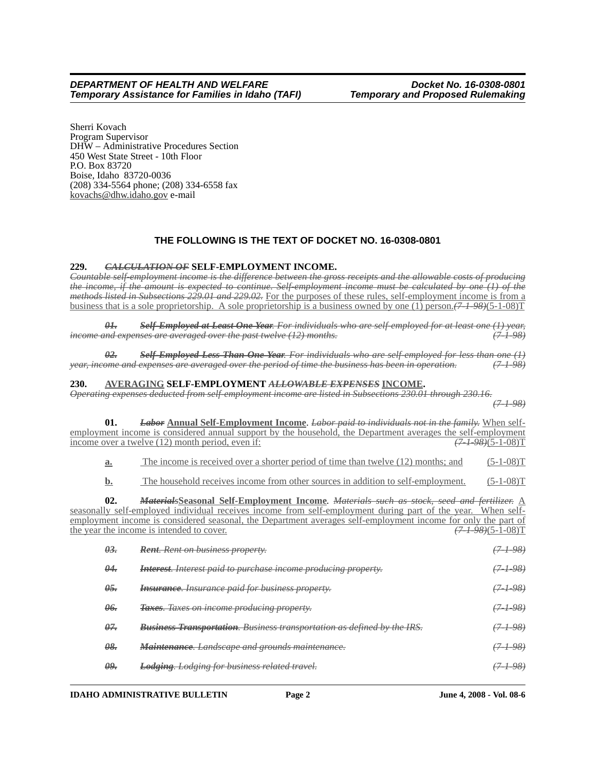Sherri Kovach
Program Supervisor
DHW – Administrative Procedures Section
450 West State Street - 10th Floor
P.O. Box 83720
Boise, Idaho 83720-0036
(208) 334-5564 phone; (208) 334-6558 fax
kovachs@dhw.idaho.gov e-mail

## THE FOLLOWING IS THE TEXT OF DOCKET NO. 16-0308-0801

**229. ~~*CALCULATION OF*~~ SELF-EMPLOYMENT INCOME.**
~~*Countable self-employment income is the difference between the gross receipts and the allowable costs of producing the income, if the amount is expected to continue. Self-employment income must be calculated by one (1) of the methods listed in Subsections 229.01 and 229.02.*~~ <u>For the purposes of these rules, self-employment income is from a business that is a sole proprietorship. A sole proprietorship is a business owned by one (1) person.</u>~~*(7-1-98)*~~<u>(5-1-08)T</u>

~~***01.** **Self-Employed at Least One Year**. For individuals who are self-employed for at least one (1) year, income and expenses are averaged over the past twelve (12) months. (7-1-98)*~~

~~***02.** **Self-Employed Less Than One Year**. For individuals who are self-employed for less than one (1) year, income and expenses are averaged over the period of time the business has been in operation. (7-1-98)*~~

**230. <u>AVERAGING</u> SELF-EMPLOYMENT ~~*ALLOWABLE EXPENSES*~~ <u>INCOME</u>.**
~~*Operating expenses deducted from self-employment income are listed in Subsections 230.01 through 230.16. (7-1-98)*~~

**01.** ~~***Labor***~~ **<u>Annual Self-Employment Income</u>**. ~~*Labor paid to individuals not in the family.*~~ <u>When self-employment income is considered annual support by the household, the Department averages the self-employment income over a twelve (12) month period, even if:</u> ~~*(7-1-98)*~~<u>(5-1-08)T</u>

<u>**a.**</u> <u>The income is received over a shorter period of time than twelve (12) months; and</u> <u>(5-1-08)T</u>

<u>**b.**</u> <u>The household receives income from other sources in addition to self-employment.</u> <u>(5-1-08)T</u>

**02.** ~~***Materials***~~**<u>Seasonal Self-Employment Income</u>**. ~~*Materials such as stock, seed and fertilizer.*~~ <u>A seasonally self-employed individual receives income from self-employment during part of the year. When self-employment income is considered seasonal, the Department averages self-employment income for only the part of the year the income is intended to cover.</u> ~~*(7-1-98)*~~<u>(5-1-08)T</u>

~~***03.** **Rent**. Rent on business property. (7-1-98)*~~

~~***04.** **Interest**. Interest paid to purchase income producing property. (7-1-98)*~~

~~***05.** **Insurance**. Insurance paid for business property. (7-1-98)*~~

~~***06.** **Taxes**. Taxes on income producing property. (7-1-98)*~~

~~***07.** **Business Transportation**. Business transportation as defined by the IRS. (7-1-98)*~~

~~***08.** **Maintenance**. Landscape and grounds maintenance. (7-1-98)*~~

~~***09.** **Lodging**. Lodging for business related travel. (7-1-98)*~~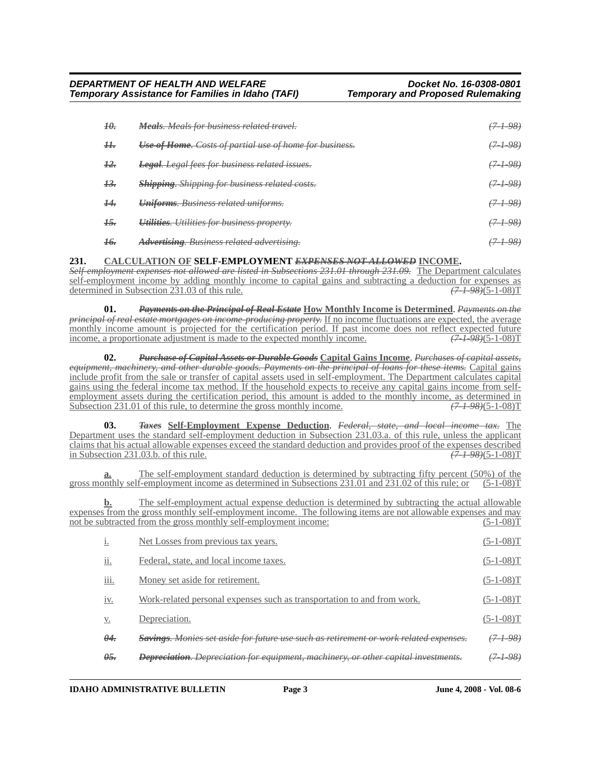~~*10.*~~ ~~***Meals**. Meals for business related travel.*~~ ~~*(7-1-98)*~~

~~*11.*~~ ~~***Use of Home**. Costs of partial use of home for business.*~~ ~~*(7-1-98)*~~

~~*12.*~~ ~~***Legal**. Legal fees for business related issues.*~~ ~~*(7-1-98)*~~

~~*13.*~~ ~~***Shipping**. Shipping for business related costs.*~~ ~~*(7-1-98)*~~

~~*14.*~~ ~~***Uniforms**. Business related uniforms.*~~ ~~*(7-1-98)*~~

~~*15.*~~ ~~***Utilities**. Utilities for business property.*~~ ~~*(7-1-98)*~~

~~*16.*~~ ~~***Advertising**. Business related advertising.*~~ ~~*(7-1-98)*~~

**231.** <u>**CALCULATION OF**</u> **SELF-EMPLOYMENT** ~~***EXPENSES NOT ALLOWED**~~ <u>**INCOME**</u>**.**

~~*Self-employment expenses not allowed are listed in Subsections 231.01 through 231.09.*~~ <u>The Department calculates self-employment income by adding monthly income to capital gains and subtracting a deduction for expenses as determined in Subsection 231.03 of this rule.</u> ~~*(7-1-98)*~~(5-1-08)T

**01.** ~~***Payments on the Principal of Real Estate**~~ <u>**How Monthly Income is Determined**</u>. ~~*Payments on the principal of real estate mortgages on income-producing property.*~~ <u>If no income fluctuations are expected, the average monthly income amount is projected for the certification period. If past income does not reflect expected future income, a proportionate adjustment is made to the expected monthly income.</u> ~~*(7-1-98)*~~(5-1-08)T

**02.** ~~***Purchase of Capital Assets or Durable Goods**~~ <u>**Capital Gains Income**</u>. ~~*Purchases of capital assets, equipment, machinery, and other durable goods. Payments on the principal of loans for these items.*~~ <u>Capital gains include profit from the sale or transfer of capital assets used in self-employment. The Department calculates capital gains using the federal income tax method. If the household expects to receive any capital gains income from self-employment assets during the certification period, this amount is added to the monthly income, as determined in Subsection 231.01 of this rule, to determine the gross monthly income.</u> ~~*(7-1-98)*~~(5-1-08)T

**03.** ~~***Taxes**~~ <u>**Self-Employment Expense Deduction**</u>. ~~*Federal, state, and local income tax.*~~ <u>The Department uses the standard self-employment deduction in Subsection 231.03.a. of this rule, unless the applicant claims that his actual allowable expenses exceed the standard deduction and provides proof of the expenses described in Subsection 231.03.b. of this rule.</u> ~~*(7-1-98)*~~(5-1-08)T

<u>**a.**</u> <u>The self-employment standard deduction is determined by subtracting fifty percent (50%) of the gross monthly self-employment income as determined in Subsections 231.01 and 231.02 of this rule; or</u> (5-1-08)T

<u>**b.**</u> <u>The self-employment actual expense deduction is determined by subtracting the actual allowable expenses from the gross monthly self-employment income. The following items are not allowable expenses and may not be subtracted from the gross monthly self-employment income:</u> (5-1-08)T

<u>i.</u> <u>Net Losses from previous tax years.</u> <u>(5-1-08)T</u>

<u>ii.</u> <u>Federal, state, and local income taxes.</u> <u>(5-1-08)T</u>

<u>iii.</u> <u>Money set aside for retirement.</u> <u>(5-1-08)T</u>

<u>iv.</u> <u>Work-related personal expenses such as transportation to and from work.</u> <u>(5-1-08)T</u>

<u>v.</u> <u>Depreciation.</u> <u>(5-1-08)T</u>

~~*04.*~~ ~~***Savings**. Monies set aside for future use such as retirement or work related expenses.*~~ ~~*(7-1-98)*~~

~~*05.*~~ ~~***Depreciation**. Depreciation for equipment, machinery, or other capital investments.*~~ ~~*(7-1-98)*~~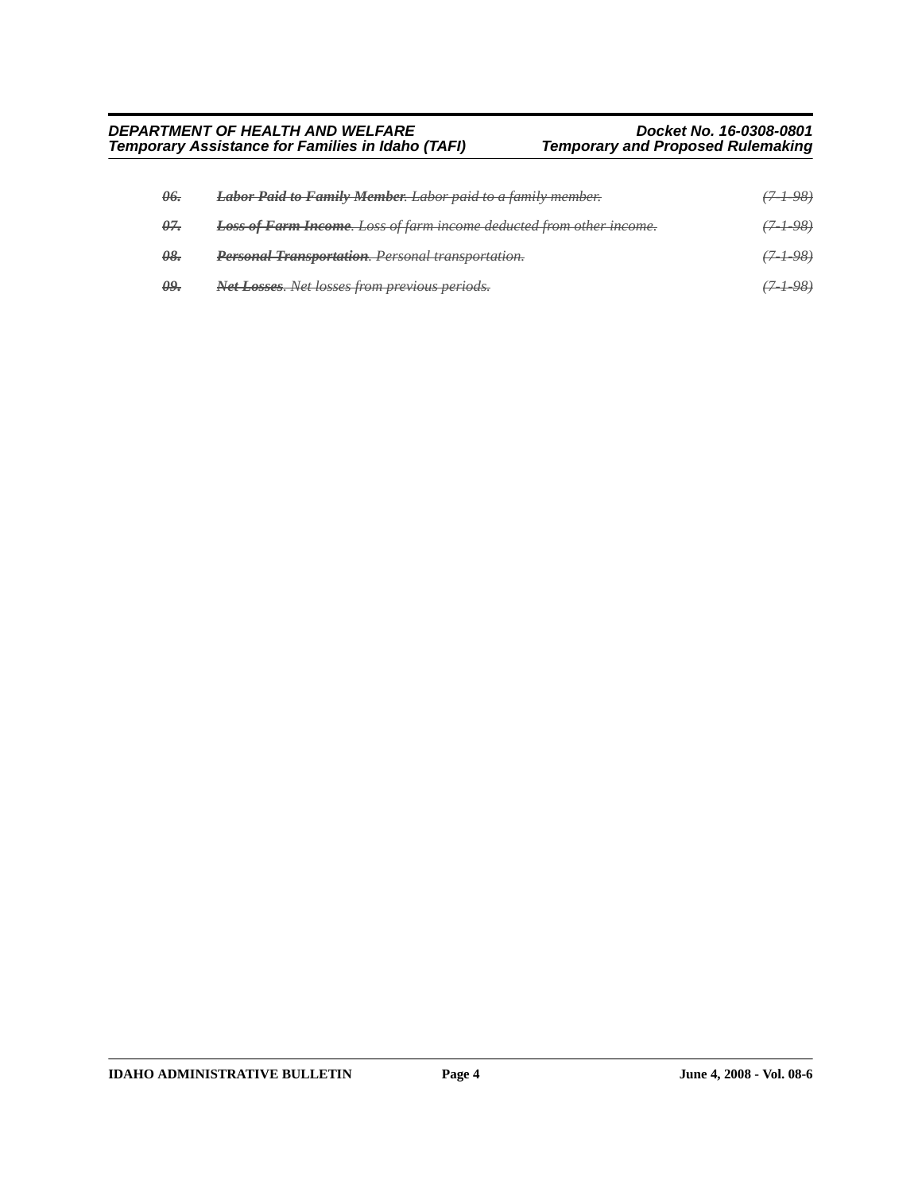~~*06.*~~ ~~***Labor Paid to Family Member***~~~~*. Labor paid to a family member.*~~ ~~*(7-1-98)*~~

~~*07.*~~ ~~***Loss of Farm Income***~~~~*. Loss of farm income deducted from other income.*~~ ~~*(7-1-98)*~~

~~*08.*~~ ~~***Personal Transportation***~~~~*. Personal transportation.*~~ ~~*(7-1-98)*~~

~~*09.*~~ ~~***Net Losses***~~~~*. Net losses from previous periods.*~~ ~~*(7-1-98)*~~